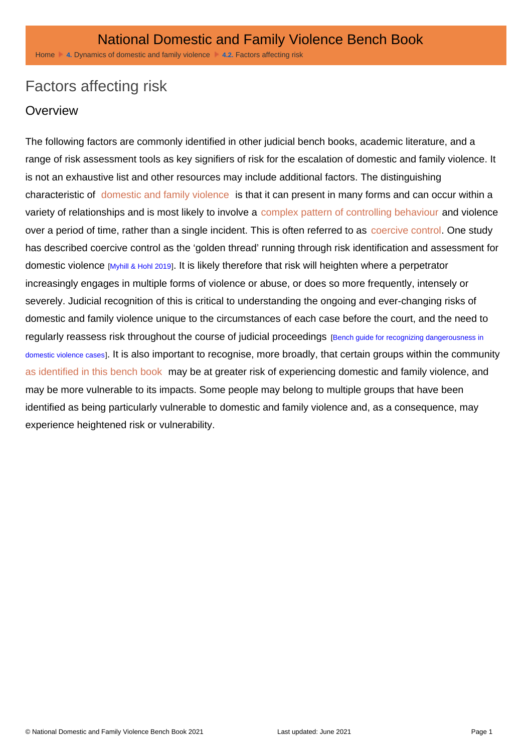# National Domestic and Family Violence Bench Book

Home ▸ 4. Dynamics of domestic and family violence ▸ 4.2. Factors affecting risk

## Factors affecting risk

### Overview

The following factors are commonly identified in other judicial bench books, academic literature, and a range of risk assessment tools as key signifiers of risk for the escalation of domestic and family violence. It is not an exhaustive list and other resources may include additional factors. The distinguishing characteristic of domestic and family violence is that it can present in many forms and can occur within a variety of relationships and is most likely to involve a complex pattern of controlling behaviour and violence over a period of time, rather than a single incident. This is often referred to as coercive control. One study has described coercive control as the 'golden thread' running through risk identification and assessment for domestic violence [Myhill & Hohl 2019]. It is likely therefore that risk will heighten where a perpetrator increasingly engages in multiple forms of violence or abuse, or does so more frequently, intensely or severely. Judicial recognition of this is critical to understanding the ongoing and ever-changing risks of domestic and family violence unique to the circumstances of each case before the court, and the need to regularly reassess risk throughout the course of judicial proceedings [Bench guide for recognizing dangerousness in domestic violence cases]. It is also important to recognise, more broadly, that certain groups within the community as identified in this bench book may be at greater risk of experiencing domestic and family violence, and may be more vulnerable to its impacts. Some people may belong to multiple groups that have been identified as being particularly vulnerable to domestic and family violence and, as a consequence, may experience heightened risk or vulnerability.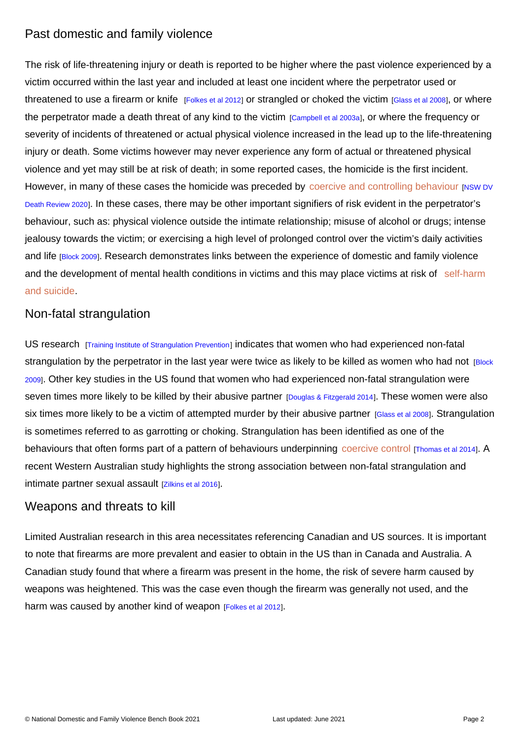## Past domestic and family violence

The risk of life-threatening injury or death is reported to be higher where the past violence experienced by a victim occurred within the last year and included at least one incident where the perpetrator used or threatened to use a firearm or knife [Folkes et al 2012] or strangled or choked the victim [Glass et al 2008], or where the perpetrator made a death threat of any kind to the victim [Campbell et al 2003a], or where the frequency or severity of incidents of threatened or actual physical violence increased in the lead up to the life-threatening injury or death. Some victims however may never experience any form of actual or threatened physical violence and yet may still be at risk of death; in some reported cases, the homicide is the first incident. However, in many of these cases the homicide was preceded by coercive and controlling behaviour [NSW DV Death Review 2020]. In these cases, there may be other important signifiers of risk evident in the perpetrator's behaviour, such as: physical violence outside the intimate relationship; misuse of alcohol or drugs; intense jealousy towards the victim; or exercising a high level of prolonged control over the victim's daily activities and life [Block 2009]. Research demonstrates links between the experience of domestic and family violence and the development of mental health conditions in victims and this may place victims at risk of self-harm and suicide.

## Non-fatal strangulation

US research [Training Institute of Strangulation Prevention] indicates that women who had experienced non-fatal strangulation by the perpetrator in the last year were twice as likely to be killed as women who had not [Block 2009]. Other key studies in the US found that women who had experienced non-fatal strangulation were seven times more likely to be killed by their abusive partner [Douglas & Fitzgerald 2014]. These women were also six times more likely to be a victim of attempted murder by their abusive partner [Glass et al 2008]. Strangulation is sometimes referred to as garrotting or choking. Strangulation has been identified as one of the behaviours that often forms part of a pattern of behaviours underpinning coercive control [Thomas et al 2014]. A recent Western Australian study highlights the strong association between non-fatal strangulation and intimate partner sexual assault [Zilkins et al 2016].

## Weapons and threats to kill

Limited Australian research in this area necessitates referencing Canadian and US sources. It is important to note that firearms are more prevalent and easier to obtain in the US than in Canada and Australia. A Canadian study found that where a firearm was present in the home, the risk of severe harm caused by weapons was heightened. This was the case even though the firearm was generally not used, and the harm was caused by another kind of weapon [Folkes et al 2012].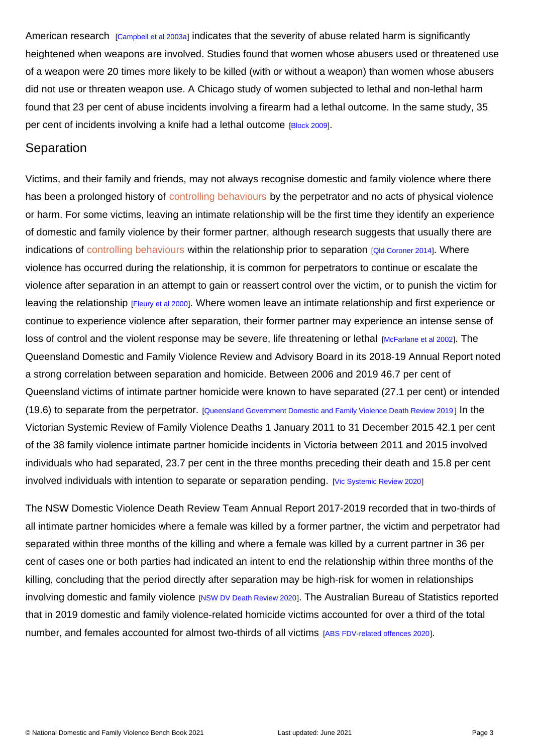American research [Campbell et al 2003a] indicates that the severity of abuse related harm is significantly heightened when weapons are involved. Studies found that women whose abusers used or threatened use of a weapon were 20 times more likely to be killed (with or without a weapon) than women whose abusers did not use or threaten weapon use. A Chicago study of women subjected to lethal and non-lethal harm found that 23 per cent of abuse incidents involving a firearm had a lethal outcome. In the same study, 35 per cent of incidents involving a knife had a lethal outcome [Block 2009].

## Separation

Victims, and their family and friends, may not always recognise domestic and family violence where there has been a prolonged history of controlling behaviours by the perpetrator and no acts of physical violence or harm. For some victims, leaving an intimate relationship will be the first time they identify an experience of domestic and family violence by their former partner, although research suggests that usually there are indications of controlling behaviours within the relationship prior to separation [Qld Coroner 2014]. Where violence has occurred during the relationship, it is common for perpetrators to continue or escalate the violence after separation in an attempt to gain or reassert control over the victim, or to punish the victim for leaving the relationship [Fleury et al 2000]. Where women leave an intimate relationship and first experience or continue to experience violence after separation, their former partner may experience an intense sense of loss of control and the violent response may be severe, life threatening or lethal [McFarlane et al 2002]. The Queensland Domestic and Family Violence Review and Advisory Board in its 2018-19 Annual Report noted a strong correlation between separation and homicide. Between 2006 and 2019 46.7 per cent of Queensland victims of intimate partner homicide were known to have separated (27.1 per cent) or intended (19.6) to separate from the perpetrator. [Queensland Government Domestic and Family Violence Death Review 2019] In the Victorian Systemic Review of Family Violence Deaths 1 January 2011 to 31 December 2015 42.1 per cent of the 38 family violence intimate partner homicide incidents in Victoria between 2011 and 2015 involved individuals who had separated, 23.7 per cent in the three months preceding their death and 15.8 per cent involved individuals with intention to separate or separation pending. [Vic Systemic Review 2020]

The NSW Domestic Violence Death Review Team Annual Report 2017-2019 recorded that in two-thirds of all intimate partner homicides where a female was killed by a former partner, the victim and perpetrator had separated within three months of the killing and where a female was killed by a current partner in 36 per cent of cases one or both parties had indicated an intent to end the relationship within three months of the killing, concluding that the period directly after separation may be high-risk for women in relationships involving domestic and family violence [NSW DV Death Review 2020]. The Australian Bureau of Statistics reported that in 2019 domestic and family violence-related homicide victims accounted for over a third of the total number, and females accounted for almost two-thirds of all victims [ABS FDV-related offences 2020].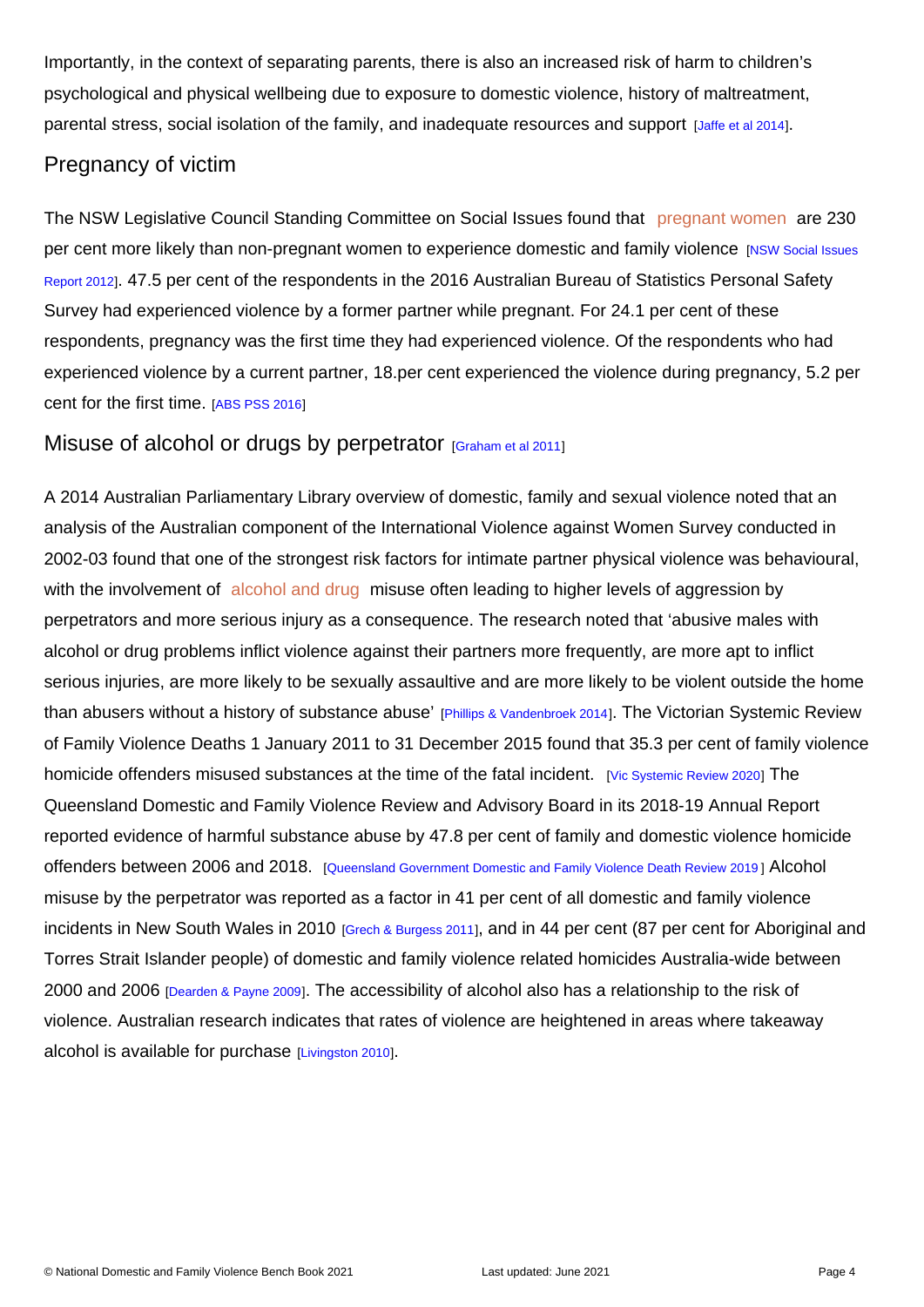Importantly, in the context of separating parents, there is also an increased risk of harm to children's psychological and physical wellbeing due to exposure to domestic violence, history of maltreatment, parental stress, social isolation of the family, and inadequate resources and support [Jaffe et al 2014].

## Pregnancy of victim

The NSW Legislative Council Standing Committee on Social Issues found that pregnant women are 230 per cent more likely than non-pregnant women to experience domestic and family violence [NSW Social Issues Report 2012]. 47.5 per cent of the respondents in the 2016 Australian Bureau of Statistics Personal Safety Survey had experienced violence by a former partner while pregnant. For 24.1 per cent of these respondents, pregnancy was the first time they had experienced violence. Of the respondents who had experienced violence by a current partner, 18.per cent experienced the violence during pregnancy, 5.2 per cent for the first time. [ABS PSS 2016]

## Misuse of alcohol or drugs by perpetrator [Graham et al 2011]

A 2014 Australian Parliamentary Library overview of domestic, family and sexual violence noted that an analysis of the Australian component of the International Violence against Women Survey conducted in 2002-03 found that one of the strongest risk factors for intimate partner physical violence was behavioural, with the involvement of alcohol and drug misuse often leading to higher levels of aggression by perpetrators and more serious injury as a consequence. The research noted that 'abusive males with alcohol or drug problems inflict violence against their partners more frequently, are more apt to inflict serious injuries, are more likely to be sexually assaultive and are more likely to be violent outside the home than abusers without a history of substance abuse' [Phillips & Vandenbroek 2014]. The Victorian Systemic Review of Family Violence Deaths 1 January 2011 to 31 December 2015 found that 35.3 per cent of family violence homicide offenders misused substances at the time of the fatal incident. [Vic Systemic Review 2020] The Queensland Domestic and Family Violence Review and Advisory Board in its 2018-19 Annual Report reported evidence of harmful substance abuse by 47.8 per cent of family and domestic violence homicide offenders between 2006 and 2018. [Queensland Government Domestic and Family Violence Death Review 2019] Alcohol misuse by the perpetrator was reported as a factor in 41 per cent of all domestic and family violence incidents in New South Wales in 2010 [Grech & Burgess 2011], and in 44 per cent (87 per cent for Aboriginal and Torres Strait Islander people) of domestic and family violence related homicides Australia-wide between 2000 and 2006 [Dearden & Payne 2009]. The accessibility of alcohol also has a relationship to the risk of violence. Australian research indicates that rates of violence are heightened in areas where takeaway alcohol is available for purchase [Livingston 2010].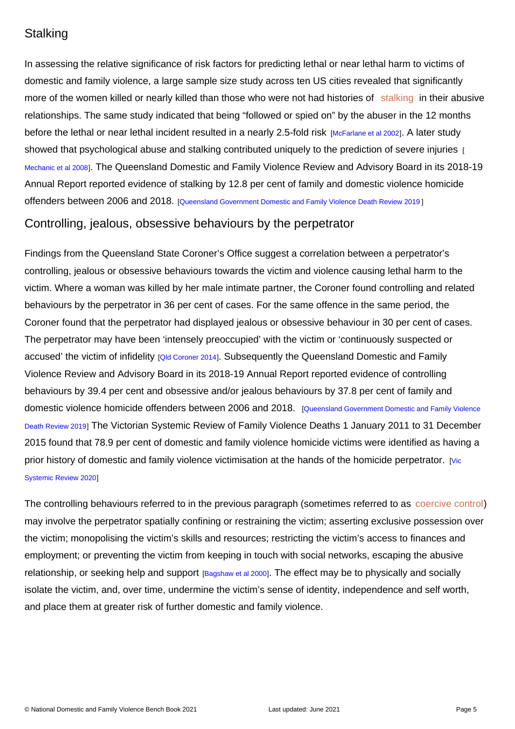## Stalking

In assessing the relative significance of risk factors for predicting lethal or near lethal harm to victims of domestic and family violence, a large sample size study across ten US cities revealed that significantly more of the women killed or nearly killed than those who were not had histories of stalking in their abusive relationships. The same study indicated that being "followed or spied on" by the abuser in the 12 months before the lethal or near lethal incident resulted in a nearly 2.5-fold risk [McFarlane et al 2002]. A later study showed that psychological abuse and stalking contributed uniquely to the prediction of severe injuries [Mechanic et al 2008]. The Queensland Domestic and Family Violence Review and Advisory Board in its 2018-19 Annual Report reported evidence of stalking by 12.8 per cent of family and domestic violence homicide offenders between 2006 and 2018. [Queensland Government Domestic and Family Violence Death Review 2019]

## Controlling, jealous, obsessive behaviours by the perpetrator

Findings from the Queensland State Coroner's Office suggest a correlation between a perpetrator's controlling, jealous or obsessive behaviours towards the victim and violence causing lethal harm to the victim. Where a woman was killed by her male intimate partner, the Coroner found controlling and related behaviours by the perpetrator in 36 per cent of cases. For the same offence in the same period, the Coroner found that the perpetrator had displayed jealous or obsessive behaviour in 30 per cent of cases. The perpetrator may have been 'intensely preoccupied' with the victim or 'continuously suspected or accused' the victim of infidelity [Qld Coroner 2014]. Subsequently the Queensland Domestic and Family Violence Review and Advisory Board in its 2018-19 Annual Report reported evidence of controlling behaviours by 39.4 per cent and obsessive and/or jealous behaviours by 37.8 per cent of family and domestic violence homicide offenders between 2006 and 2018. [Queensland Government Domestic and Family Violence Death Review 2019] The Victorian Systemic Review of Family Violence Deaths 1 January 2011 to 31 December 2015 found that 78.9 per cent of domestic and family violence homicide victims were identified as having a prior history of domestic and family violence victimisation at the hands of the homicide perpetrator. [Vic Systemic Review 2020]

The controlling behaviours referred to in the previous paragraph (sometimes referred to as coercive control) may involve the perpetrator spatially confining or restraining the victim; asserting exclusive possession over the victim; monopolising the victim's skills and resources; restricting the victim's access to finances and employment; or preventing the victim from keeping in touch with social networks, escaping the abusive relationship, or seeking help and support [Bagshaw et al 2000]. The effect may be to physically and socially isolate the victim, and, over time, undermine the victim's sense of identity, independence and self worth, and place them at greater risk of further domestic and family violence.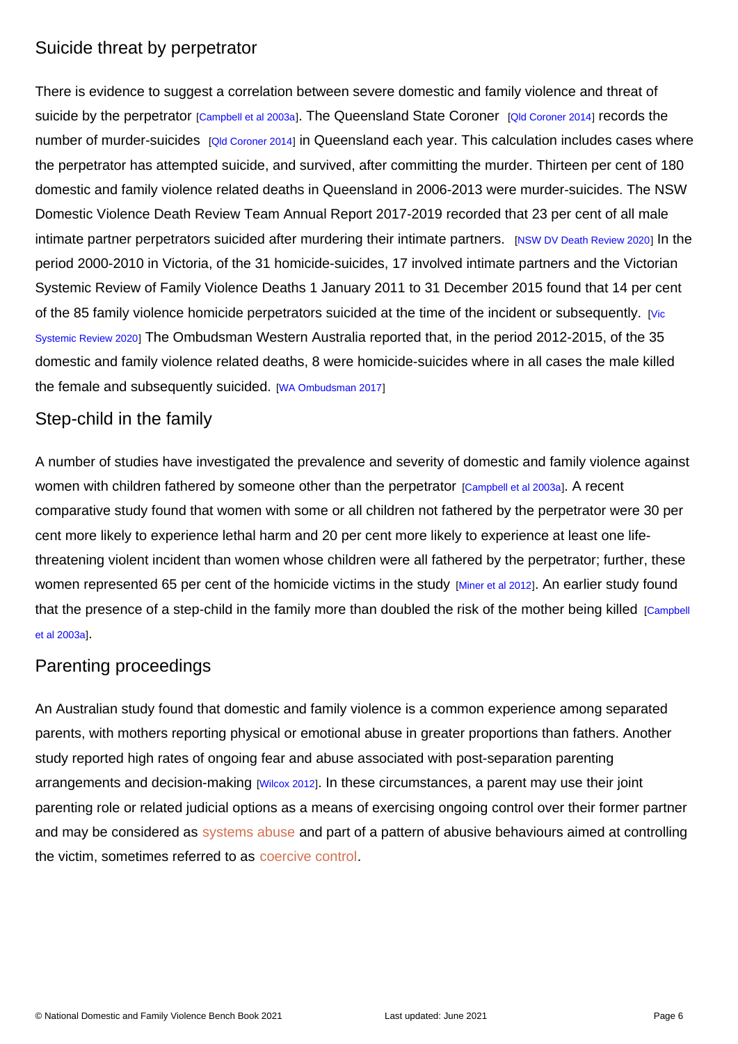## Suicide threat by perpetrator

There is evidence to suggest a correlation between severe domestic and family violence and threat of suicide by the perpetrator [Campbell et al 2003a]. The Queensland State Coroner [Qld Coroner 2014] records the number of murder-suicides [Qld Coroner 2014] in Queensland each year. This calculation includes cases where the perpetrator has attempted suicide, and survived, after committing the murder. Thirteen per cent of 180 domestic and family violence related deaths in Queensland in 2006-2013 were murder-suicides. The NSW Domestic Violence Death Review Team Annual Report 2017-2019 recorded that 23 per cent of all male intimate partner perpetrators suicided after murdering their intimate partners. [NSW DV Death Review 2020] In the period 2000-2010 in Victoria, of the 31 homicide-suicides, 17 involved intimate partners and the Victorian Systemic Review of Family Violence Deaths 1 January 2011 to 31 December 2015 found that 14 per cent of the 85 family violence homicide perpetrators suicided at the time of the incident or subsequently. [Vic Systemic Review 2020] The Ombudsman Western Australia reported that, in the period 2012-2015, of the 35 domestic and family violence related deaths, 8 were homicide-suicides where in all cases the male killed the female and subsequently suicided. [WA Ombudsman 2017]

## Step-child in the family

A number of studies have investigated the prevalence and severity of domestic and family violence against women with children fathered by someone other than the perpetrator [Campbell et al 2003a]. A recent comparative study found that women with some or all children not fathered by the perpetrator were 30 per cent more likely to experience lethal harm and 20 per cent more likely to experience at least one life-threatening violent incident than women whose children were all fathered by the perpetrator; further, these women represented 65 per cent of the homicide victims in the study [Miner et al 2012]. An earlier study found that the presence of a step-child in the family more than doubled the risk of the mother being killed [Campbell et al 2003a].

## Parenting proceedings

An Australian study found that domestic and family violence is a common experience among separated parents, with mothers reporting physical or emotional abuse in greater proportions than fathers. Another study reported high rates of ongoing fear and abuse associated with post-separation parenting arrangements and decision-making [Wilcox 2012]. In these circumstances, a parent may use their joint parenting role or related judicial options as a means of exercising ongoing control over their former partner and may be considered as systems abuse and part of a pattern of abusive behaviours aimed at controlling the victim, sometimes referred to as coercive control.